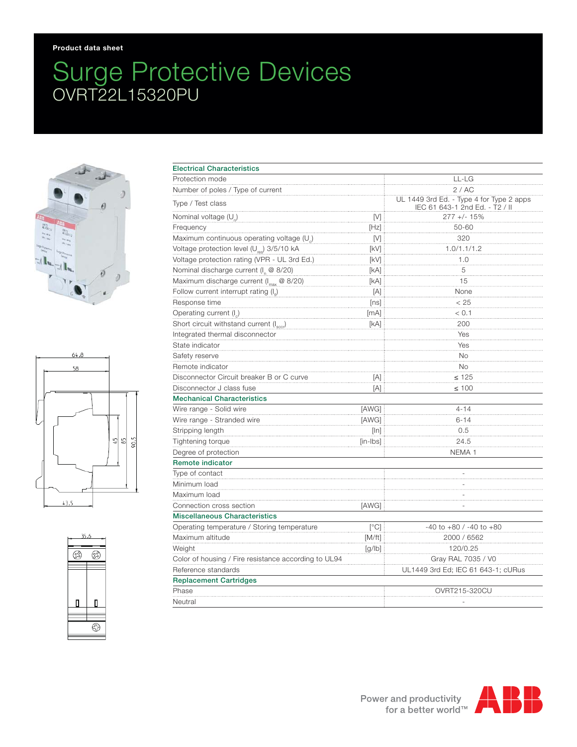Product data sheet

# Surge Protective Devices
## OVRT22L15320PU

| Electrical Characteristics | | |
|---|---|---|
| Protection mode | | LL-LG |
| Number of poles / Type of current | | 2 / AC |
| Type / Test class | | UL 1449 3rd Ed. - Type 4 for Type 2 apps<br>IEC 61 643-1 2nd Ed. - T2 / II |
| Nominal voltage ($U_n$) | [V] | 277 +/- 15% |
| Frequency | [Hz] | 50-60 |
| Maximum continuous operating voltage ($U_c$) | [V] | 320 |
| Voltage protection level ($U_{res}$) 3/5/10 kA | [kV] | 1.0/1.1/1.2 |
| Voltage protection rating (VPR - UL 3rd Ed.) | [kV] | 1.0 |
| Nominal discharge current ($I_n$ @ 8/20) | [kA] | 5 |
| Maximum discharge current ($I_{max}$ @ 8/20) | [kA] | 15 |
| Follow current interrupt rating ($I_fi$) | [A] | None |
| Response time | [ns] | < 25 |
| Operating current ($I_c$) | [mA] | < 0.1 |
| Short circuit withstand current ($I_{sccr}$) | [kA] | 200 |
| Integrated thermal disconnector | | Yes |
| State indicator | | Yes |
| Safety reserve | | No |
| Remote indicator | | No |
| Disconnector Circuit breaker B or C curve | [A] | ≤ 125 |
| Disconnector J class fuse | [A] | ≤ 100 |
| **Mechanical Characteristics** | | |
| Wire range - Solid wire | [AWG] | 4-14 |
| Wire range - Stranded wire | [AWG] | 6-14 |
| Stripping length | [In] | 0.5 |
| Tightening torque | [in-lbs] | 24.5 |
| Degree of protection | | NEMA 1 |
| **Remote indicator** | | |
| Type of contact | | - |
| Minimum load | | - |
| Maximum load | | - |
| Connection cross section | [AWG] | - |
| **Miscellaneous Characteristics** | | |
| Operating temperature / Storing temperature | [°C] | -40 to +80 / -40 to +80 |
| Maximum altitude | [M/ft] | 2000 / 6562 |
| Weight | [g/lb] | 120/0.25 |
| Color of housing / Fire resistance according to UL94 | | Gray RAL 7035 / V0 |
| Reference standards | | UL1449 3rd Ed; IEC 61 643-1; cURus |
| **Replacement Cartridges** | | |
| Phase | | OVRT215-320CU |
| Neutral | | - |

Power and productivity for a better world™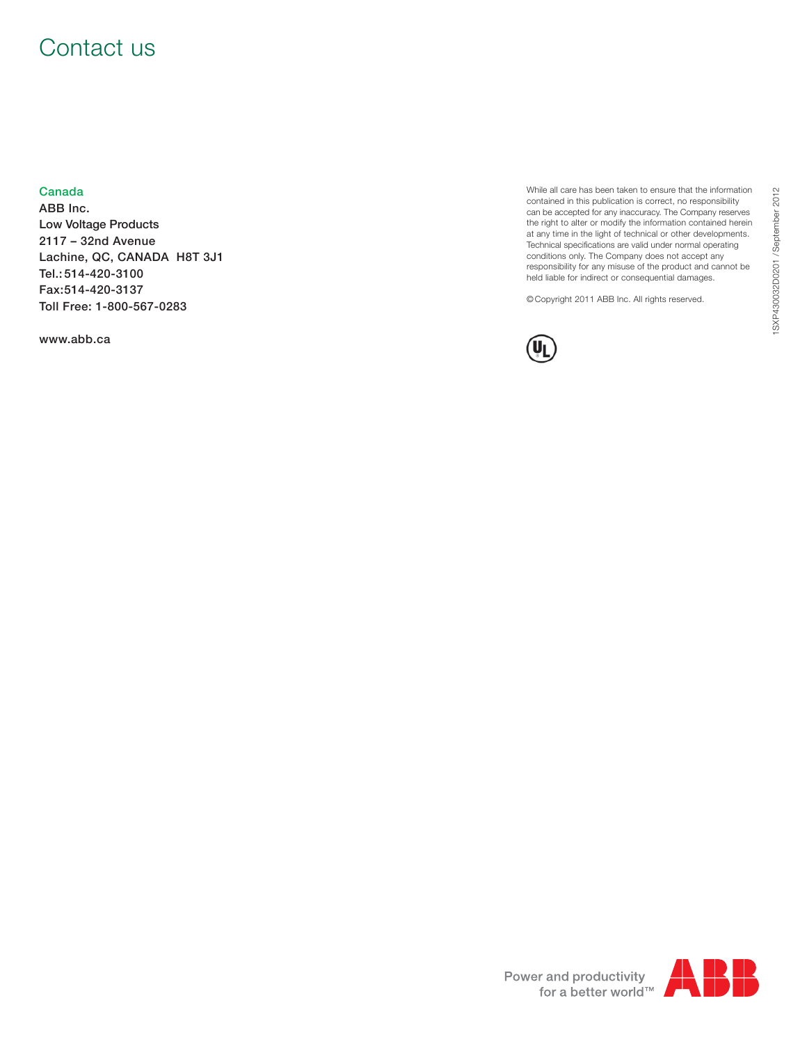# Contact us

**Canada**

ABB Inc.
Low Voltage Products
2117 – 32nd Avenue
Lachine, QC, CANADA H8T 3J1
Tel.: 514-420-3100
Fax: 514-420-3137
Toll Free: 1-800-567-0283

www.abb.ca

While all care has been taken to ensure that the information contained in this publication is correct, no responsibility can be accepted for any inaccuracy. The Company reserves the right to alter or modify the information contained herein at any time in the light of technical or other developments. Technical specifications are valid under normal operating conditions only. The Company does not accept any responsibility for any misuse of the product and cannot be held liable for indirect or consequential damages.

© Copyright 2011 ABB Inc. All rights reserved.

1SXP430032D0201 / September 2012

Power and productivity
for a better world™